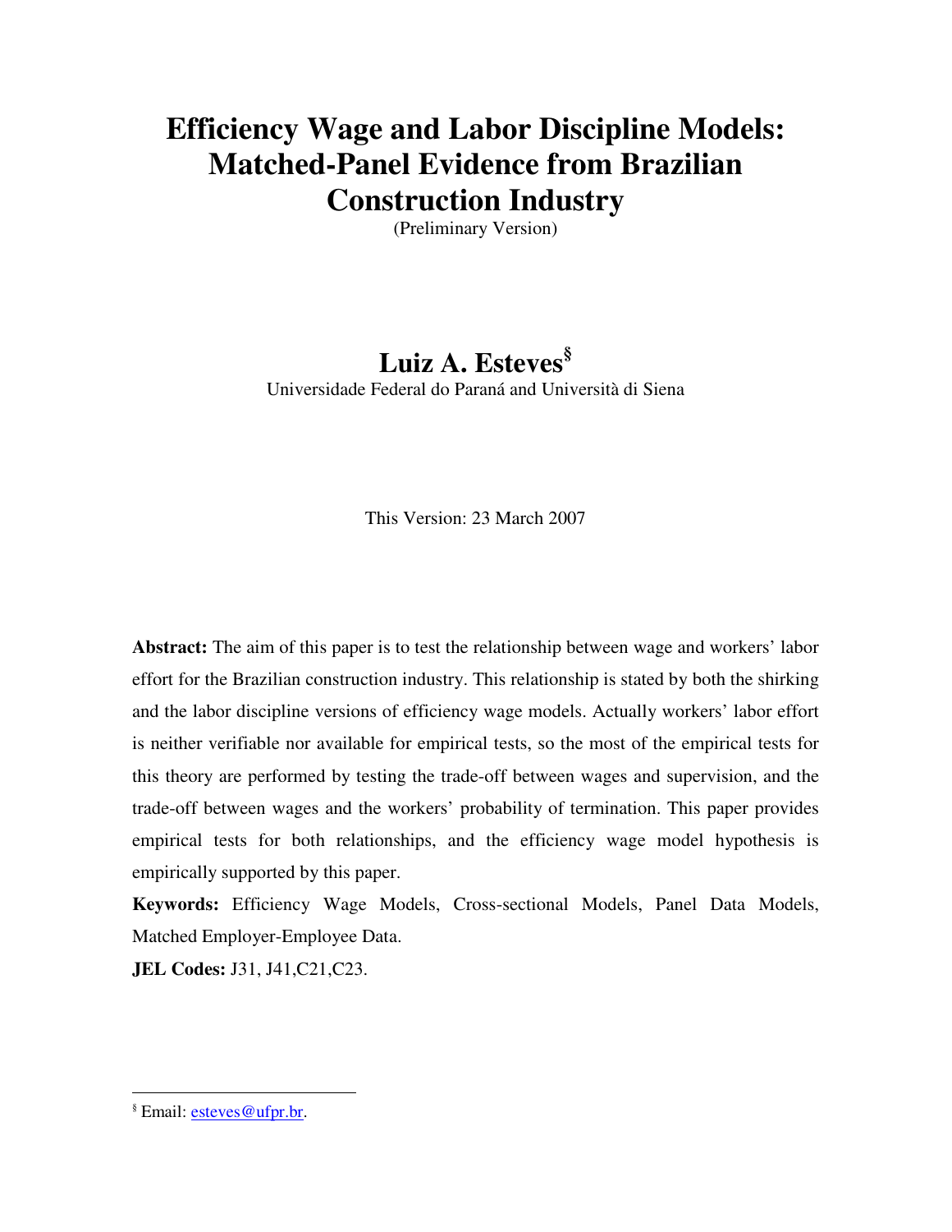# Efficiency Wage and Labor Discipline Models: Matched-Panel Evidence from Brazilian Construction Industry

(Preliminary Version)

## Luiz A. Esteves[§]

Universidade Federal do Paraná and Università di Siena

This Version: 23 March 2007

**Abstract:** The aim of this paper is to test the relationship between wage and workers' labor effort for the Brazilian construction industry. This relationship is stated by both the shirking and the labor discipline versions of efficiency wage models. Actually workers' labor effort is neither verifiable nor available for empirical tests, so the most of the empirical tests for this theory are performed by testing the trade-off between wages and supervision, and the trade-off between wages and the workers' probability of termination. This paper provides empirical tests for both relationships, and the efficiency wage model hypothesis is empirically supported by this paper.

**Keywords:** Efficiency Wage Models, Cross-sectional Models, Panel Data Models, Matched Employer-Employee Data.

**JEL Codes:** J31, J41,C21,C23.

---

[§] Email: esteves@ufpr.br.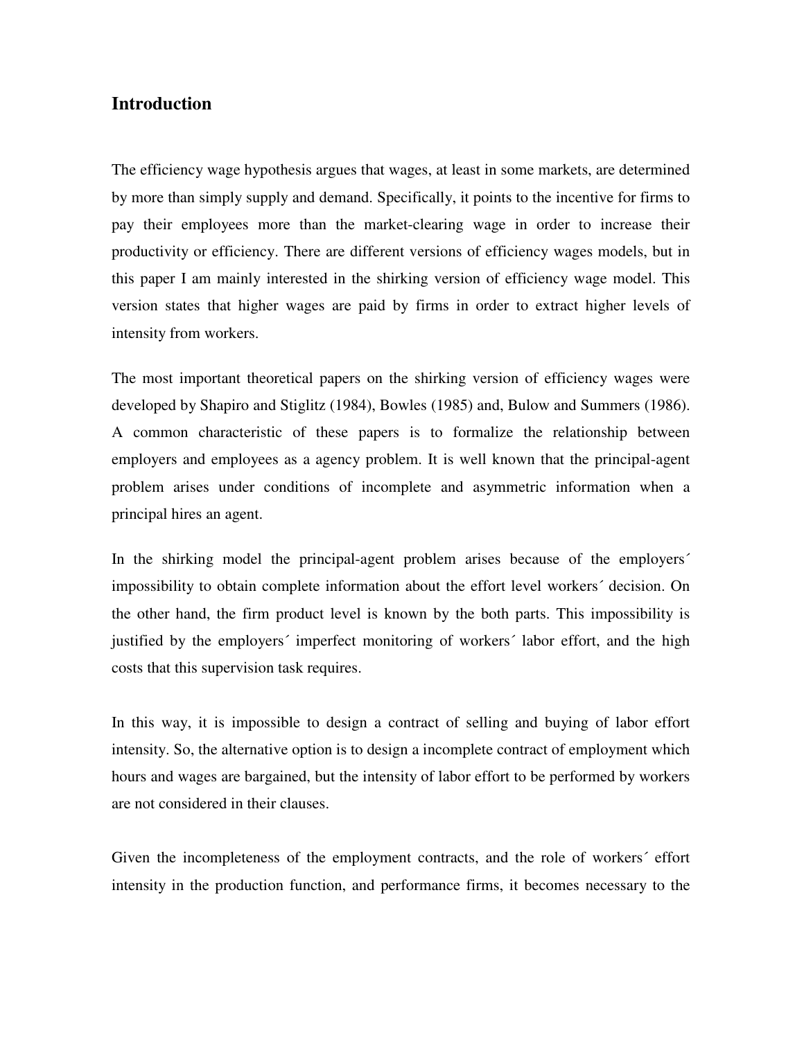## Introduction

The efficiency wage hypothesis argues that wages, at least in some markets, are determined by more than simply supply and demand. Specifically, it points to the incentive for firms to pay their employees more than the market-clearing wage in order to increase their productivity or efficiency. There are different versions of efficiency wages models, but in this paper I am mainly interested in the shirking version of efficiency wage model. This version states that higher wages are paid by firms in order to extract higher levels of intensity from workers.

The most important theoretical papers on the shirking version of efficiency wages were developed by Shapiro and Stiglitz (1984), Bowles (1985) and, Bulow and Summers (1986). A common characteristic of these papers is to formalize the relationship between employers and employees as a agency problem. It is well known that the principal-agent problem arises under conditions of incomplete and asymmetric information when a principal hires an agent.

In the shirking model the principal-agent problem arises because of the employers´ impossibility to obtain complete information about the effort level workers´ decision. On the other hand, the firm product level is known by the both parts. This impossibility is justified by the employers´ imperfect monitoring of workers´ labor effort, and the high costs that this supervision task requires.

In this way, it is impossible to design a contract of selling and buying of labor effort intensity. So, the alternative option is to design a incomplete contract of employment which hours and wages are bargained, but the intensity of labor effort to be performed by workers are not considered in their clauses.

Given the incompleteness of the employment contracts, and the role of workers´ effort intensity in the production function, and performance firms, it becomes necessary to the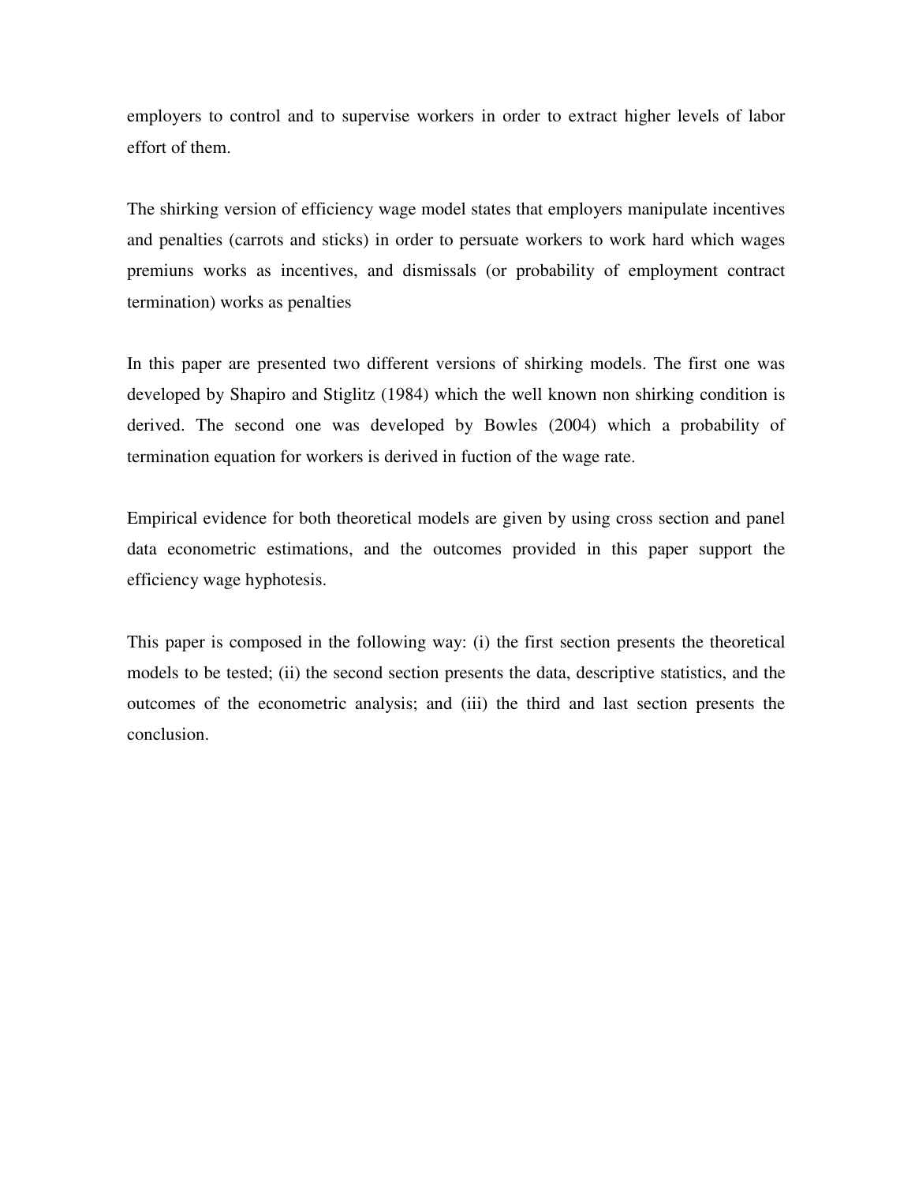employers to control and to supervise workers in order to extract higher levels of labor effort of them.

The shirking version of efficiency wage model states that employers manipulate incentives and penalties (carrots and sticks) in order to persuate workers to work hard which wages premiuns works as incentives, and dismissals (or probability of employment contract termination) works as penalties

In this paper are presented two different versions of shirking models. The first one was developed by Shapiro and Stiglitz (1984) which the well known non shirking condition is derived. The second one was developed by Bowles (2004) which a probability of termination equation for workers is derived in fuction of the wage rate.

Empirical evidence for both theoretical models are given by using cross section and panel data econometric estimations, and the outcomes provided in this paper support the efficiency wage hyphotesis.

This paper is composed in the following way: (i) the first section presents the theoretical models to be tested; (ii) the second section presents the data, descriptive statistics, and the outcomes of the econometric analysis; and (iii) the third and last section presents the conclusion.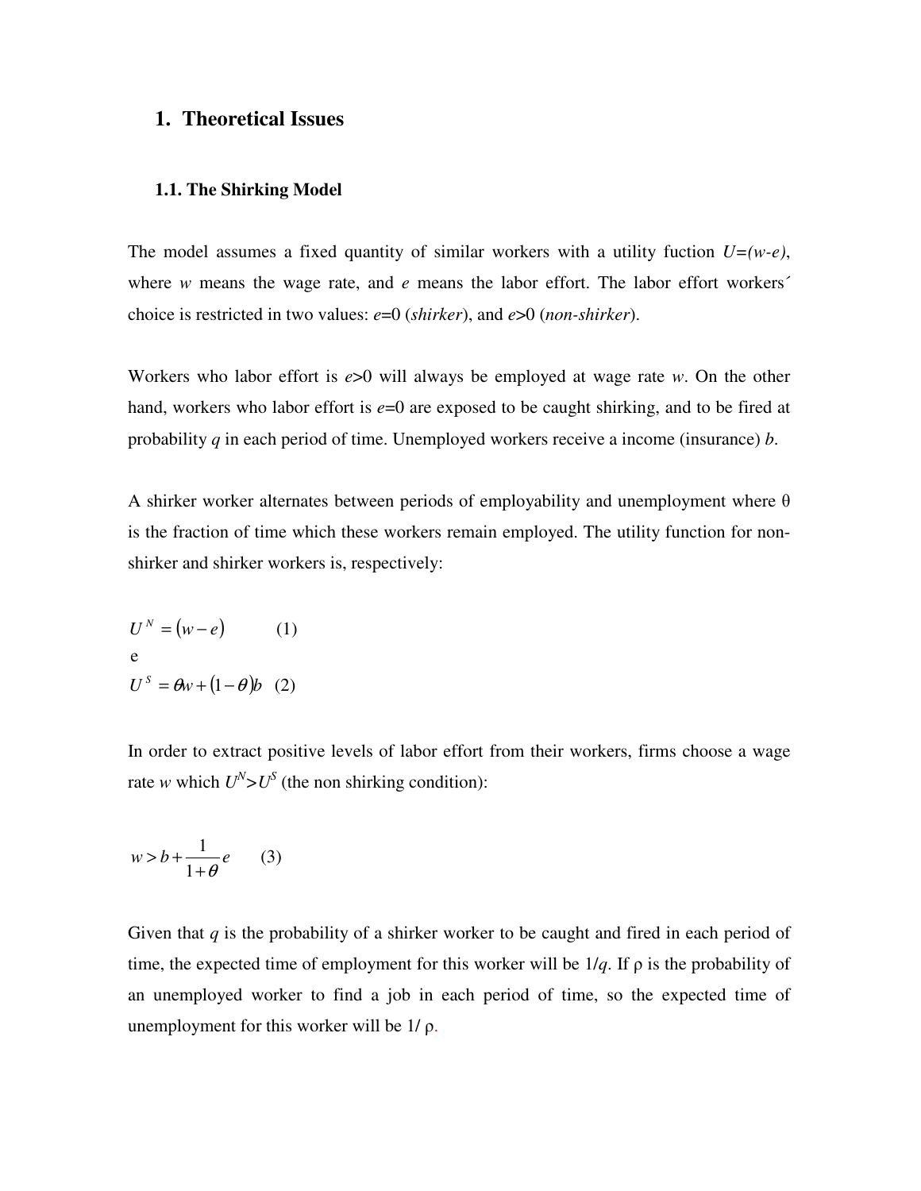# 1. Theoretical Issues

## 1.1. The Shirking Model

The model assumes a fixed quantity of similar workers with a utility fuction $U=(w-e)$, where $w$ means the wage rate, and $e$ means the labor effort. The labor effort workers´ choice is restricted in two values: $e=0$ (*shirker*), and $e>0$ (*non-shirker*).

Workers who labor effort is $e>0$ will always be employed at wage rate $w$. On the other hand, workers who labor effort is $e=0$ are exposed to be caught shirking, and to be fired at probability $q$ in each period of time. Unemployed workers receive a income (insurance) $b$.

A shirker worker alternates between periods of employability and unemployment where θ is the fraction of time which these workers remain employed. The utility function for non-shirker and shirker workers is, respectively:

$$U^N = (w - e) \quad (1)$$

e

$$U^S = \theta w + (1 - \theta) b \quad (2)$$

In order to extract positive levels of labor effort from their workers, firms choose a wage rate $w$ which $U^N > U^S$ (the non shirking condition):

$$w > b + \frac{1}{1+\theta} e \quad (3)$$

Given that $q$ is the probability of a shirker worker to be caught and fired in each period of time, the expected time of employment for this worker will be $1/q$. If ρ is the probability of an unemployed worker to find a job in each period of time, so the expected time of unemployment for this worker will be $1/\rho$.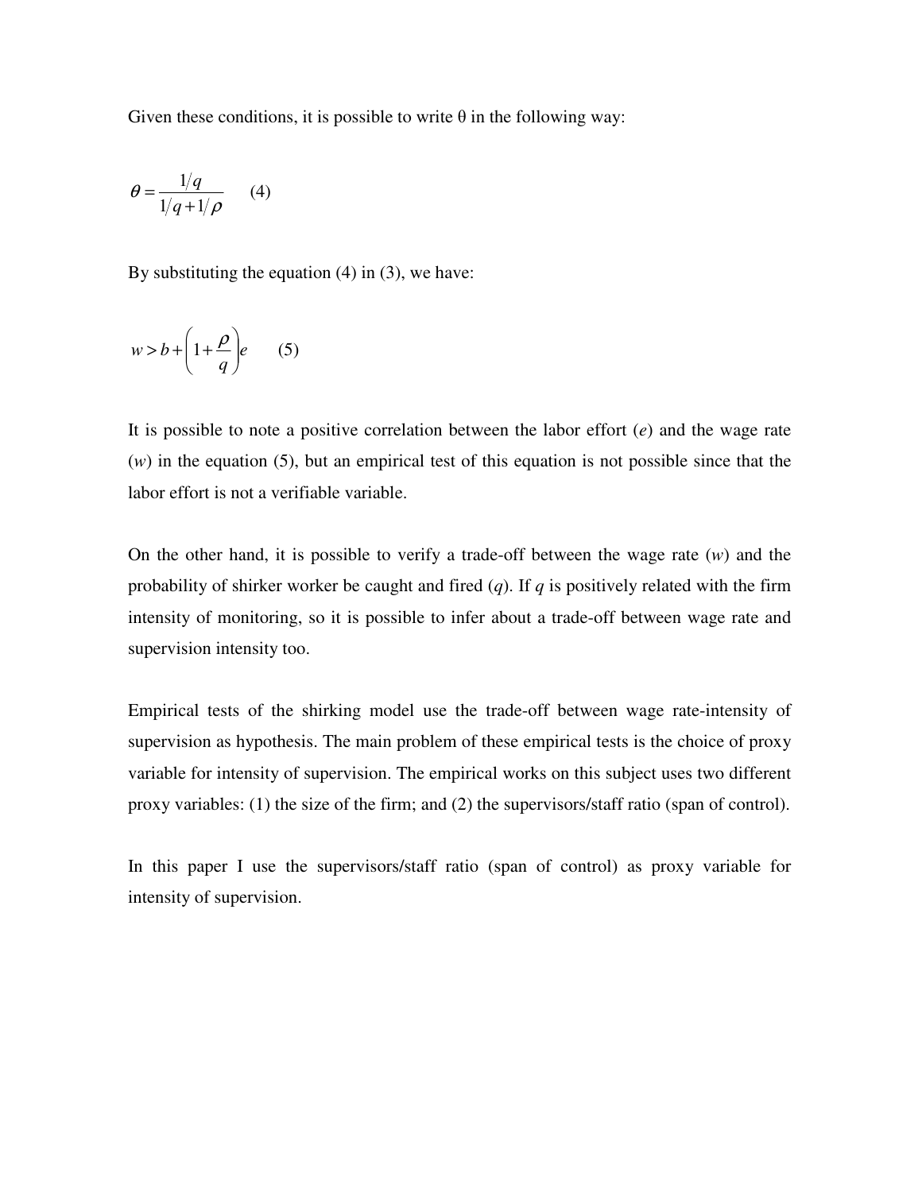Given these conditions, it is possible to write θ in the following way:

$$\theta = \frac{1/q}{1/q + 1/\rho} \qquad (4)$$

By substituting the equation (4) in (3), we have:

$$w > b + \left(1 + \frac{\rho}{q}\right)e \qquad (5)$$

It is possible to note a positive correlation between the labor effort ($e$) and the wage rate ($w$) in the equation (5), but an empirical test of this equation is not possible since that the labor effort is not a verifiable variable.

On the other hand, it is possible to verify a trade-off between the wage rate ($w$) and the probability of shirker worker be caught and fired ($q$). If $q$ is positively related with the firm intensity of monitoring, so it is possible to infer about a trade-off between wage rate and supervision intensity too.

Empirical tests of the shirking model use the trade-off between wage rate-intensity of supervision as hypothesis. The main problem of these empirical tests is the choice of proxy variable for intensity of supervision. The empirical works on this subject uses two different proxy variables: (1) the size of the firm; and (2) the supervisors/staff ratio (span of control).

In this paper I use the supervisors/staff ratio (span of control) as proxy variable for intensity of supervision.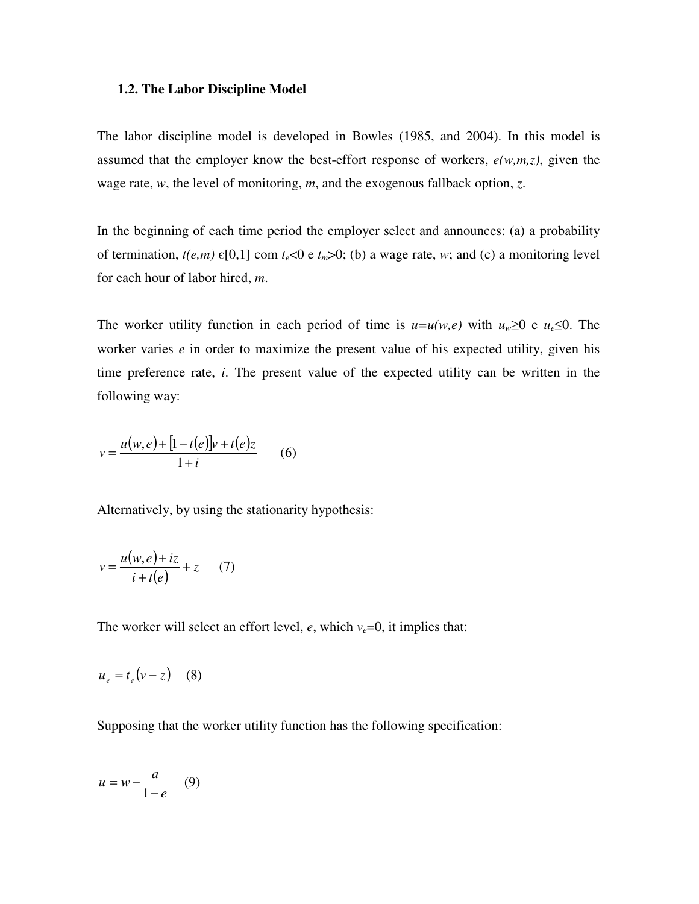### 1.2. The Labor Discipline Model

The labor discipline model is developed in Bowles (1985, and 2004). In this model is assumed that the employer know the best-effort response of workers, $e(w,m,z)$, given the wage rate, $w$, the level of monitoring, $m$, and the exogenous fallback option, $z$.

In the beginning of each time period the employer select and announces: (a) a probability of termination, $t(e,m)$ ϵ[0,1] com $t_e<0$ e $t_m>0$; (b) a wage rate, $w$; and (c) a monitoring level for each hour of labor hired, $m$.

The worker utility function in each period of time is $u=u(w,e)$ with $u_w\geq 0$ e $u_e\leq 0$. The worker varies $e$ in order to maximize the present value of his expected utility, given his time preference rate, $i$. The present value of the expected utility can be written in the following way:

$$v=\frac{u(w,e)+[1-t(e)]v+t(e)z}{1+i} \qquad (6)$$

Alternatively, by using the stationarity hypothesis:

$$v=\frac{u(w,e)+iz}{i+t(e)}+z \qquad (7)$$

The worker will select an effort level, $e$, which $v_e=0$, it implies that:

$$u_e=t_e(v-z) \qquad (8)$$

Supposing that the worker utility function has the following specification:

$$u=w-\frac{a}{1-e} \qquad (9)$$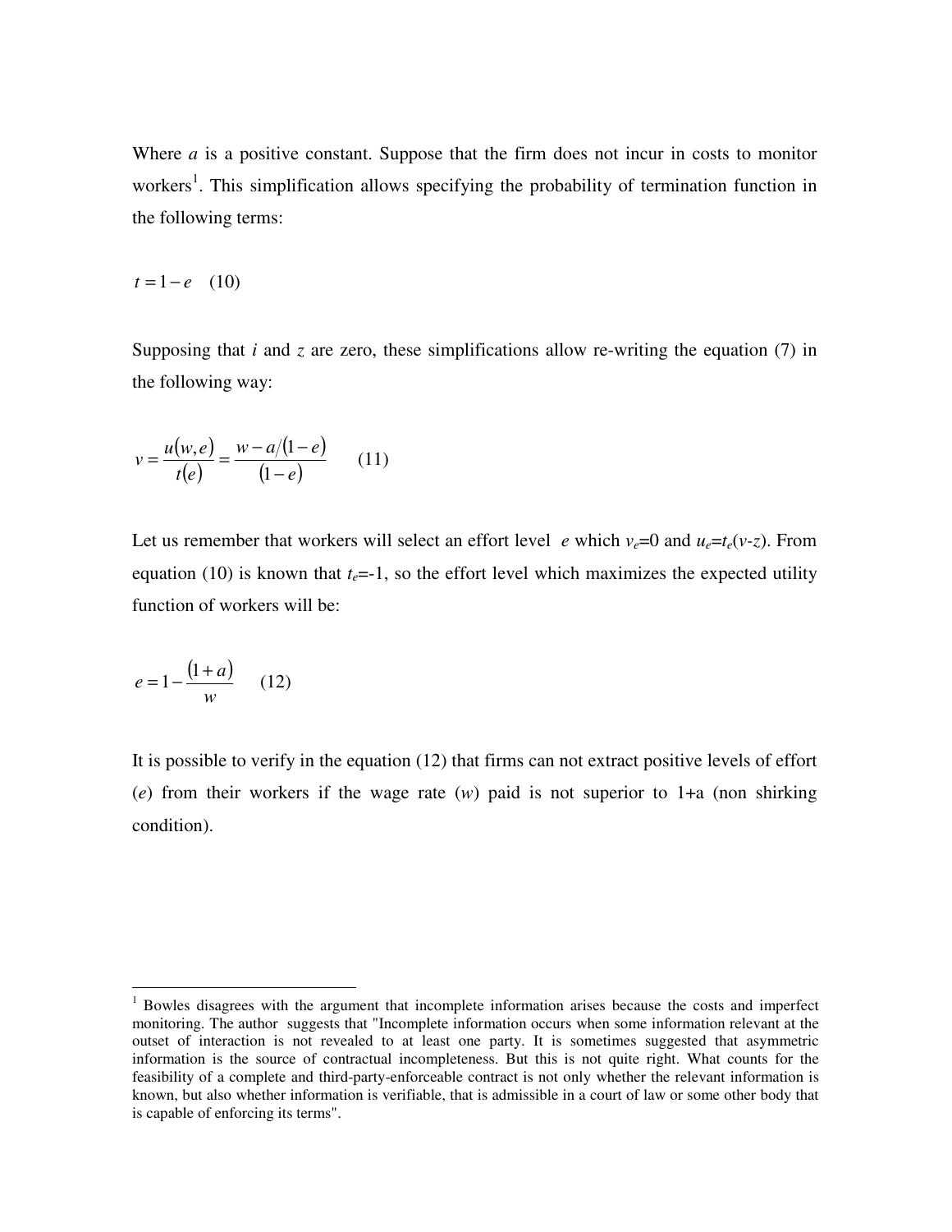Where $a$ is a positive constant. Suppose that the firm does not incur in costs to monitor workers[1]. This simplification allows specifying the probability of termination function in the following terms:

$$t = 1 - e \quad (10)$$

Supposing that $i$ and $z$ are zero, these simplifications allow re-writing the equation (7) in the following way:

$$v = \frac{u(w,e)}{t(e)} = \frac{w - a/(1-e)}{(1-e)} \qquad (11)$$

Let us remember that workers will select an effort level $e$ which $v_e$=0 and $u_e$=$t_e(v-z)$. From equation (10) is known that $t_e$=-1, so the effort level which maximizes the expected utility function of workers will be:

$$e = 1 - \frac{(1+a)}{w} \qquad (12)$$

It is possible to verify in the equation (12) that firms can not extract positive levels of effort ($e$) from their workers if the wage rate ($w$) paid is not superior to 1+a (non shirking condition).

---

[1] Bowles disagrees with the argument that incomplete information arises because the costs and imperfect monitoring. The author suggests that "Incomplete information occurs when some information relevant at the outset of interaction is not revealed to at least one party. It is sometimes suggested that asymmetric information is the source of contractual incompleteness. But this is not quite right. What counts for the feasibility of a complete and third-party-enforceable contract is not only whether the relevant information is known, but also whether information is verifiable, that is admissible in a court of law or some other body that is capable of enforcing its terms".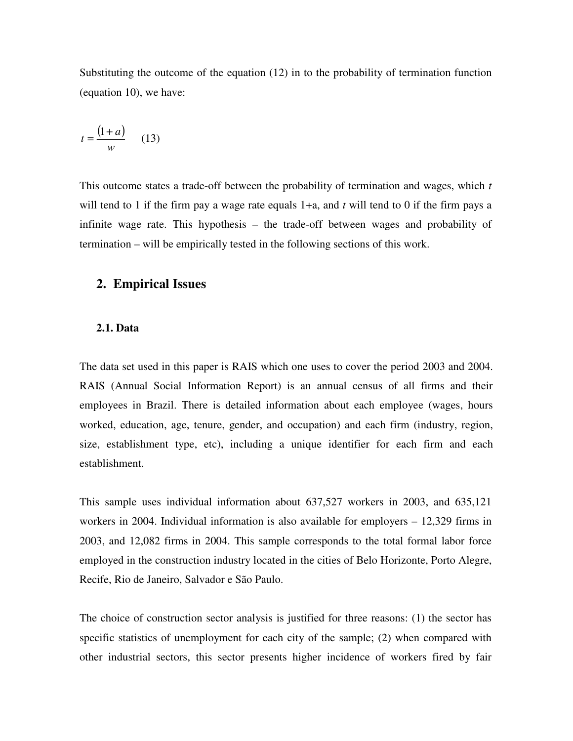Substituting the outcome of the equation (12) in to the probability of termination function (equation 10), we have:

$$t = \frac{(1+a)}{w} \quad (13)$$

This outcome states a trade-off between the probability of termination and wages, which $t$ will tend to 1 if the firm pay a wage rate equals 1+a, and $t$ will tend to 0 if the firm pays a infinite wage rate. This hypothesis – the trade-off between wages and probability of termination – will be empirically tested in the following sections of this work.

## 2. Empirical Issues

### 2.1. Data

The data set used in this paper is RAIS which one uses to cover the period 2003 and 2004. RAIS (Annual Social Information Report) is an annual census of all firms and their employees in Brazil. There is detailed information about each employee (wages, hours worked, education, age, tenure, gender, and occupation) and each firm (industry, region, size, establishment type, etc), including a unique identifier for each firm and each establishment.

This sample uses individual information about 637,527 workers in 2003, and 635,121 workers in 2004. Individual information is also available for employers – 12,329 firms in 2003, and 12,082 firms in 2004. This sample corresponds to the total formal labor force employed in the construction industry located in the cities of Belo Horizonte, Porto Alegre, Recife, Rio de Janeiro, Salvador e São Paulo.

The choice of construction sector analysis is justified for three reasons: (1) the sector has specific statistics of unemployment for each city of the sample; (2) when compared with other industrial sectors, this sector presents higher incidence of workers fired by fair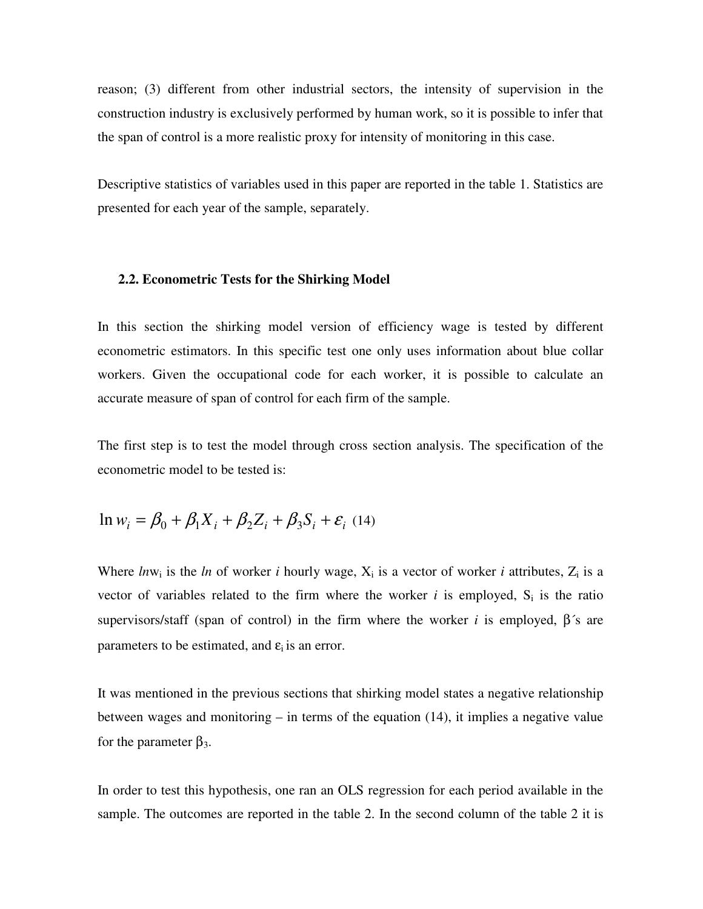reason; (3) different from other industrial sectors, the intensity of supervision in the construction industry is exclusively performed by human work, so it is possible to infer that the span of control is a more realistic proxy for intensity of monitoring in this case.

Descriptive statistics of variables used in this paper are reported in the table 1. Statistics are presented for each year of the sample, separately.

### 2.2. Econometric Tests for the Shirking Model

In this section the shirking model version of efficiency wage is tested by different econometric estimators. In this specific test one only uses information about blue collar workers. Given the occupational code for each worker, it is possible to calculate an accurate measure of span of control for each firm of the sample.

The first step is to test the model through cross section analysis. The specification of the econometric model to be tested is:

$$\ln w_i = \beta_0 + \beta_1 X_i + \beta_2 Z_i + \beta_3 S_i + \varepsilon_i \quad (14)$$

Where $\ln w_i$ is the *ln* of worker *i* hourly wage, $X_i$ is a vector of worker *i* attributes, $Z_i$ is a vector of variables related to the firm where the worker *i* is employed, $S_i$ is the ratio supervisors/staff (span of control) in the firm where the worker *i* is employed, β´s are parameters to be estimated, and $\varepsilon_i$ is an error.

It was mentioned in the previous sections that shirking model states a negative relationship between wages and monitoring – in terms of the equation (14), it implies a negative value for the parameter $\beta_3$.

In order to test this hypothesis, one ran an OLS regression for each period available in the sample. The outcomes are reported in the table 2. In the second column of the table 2 it is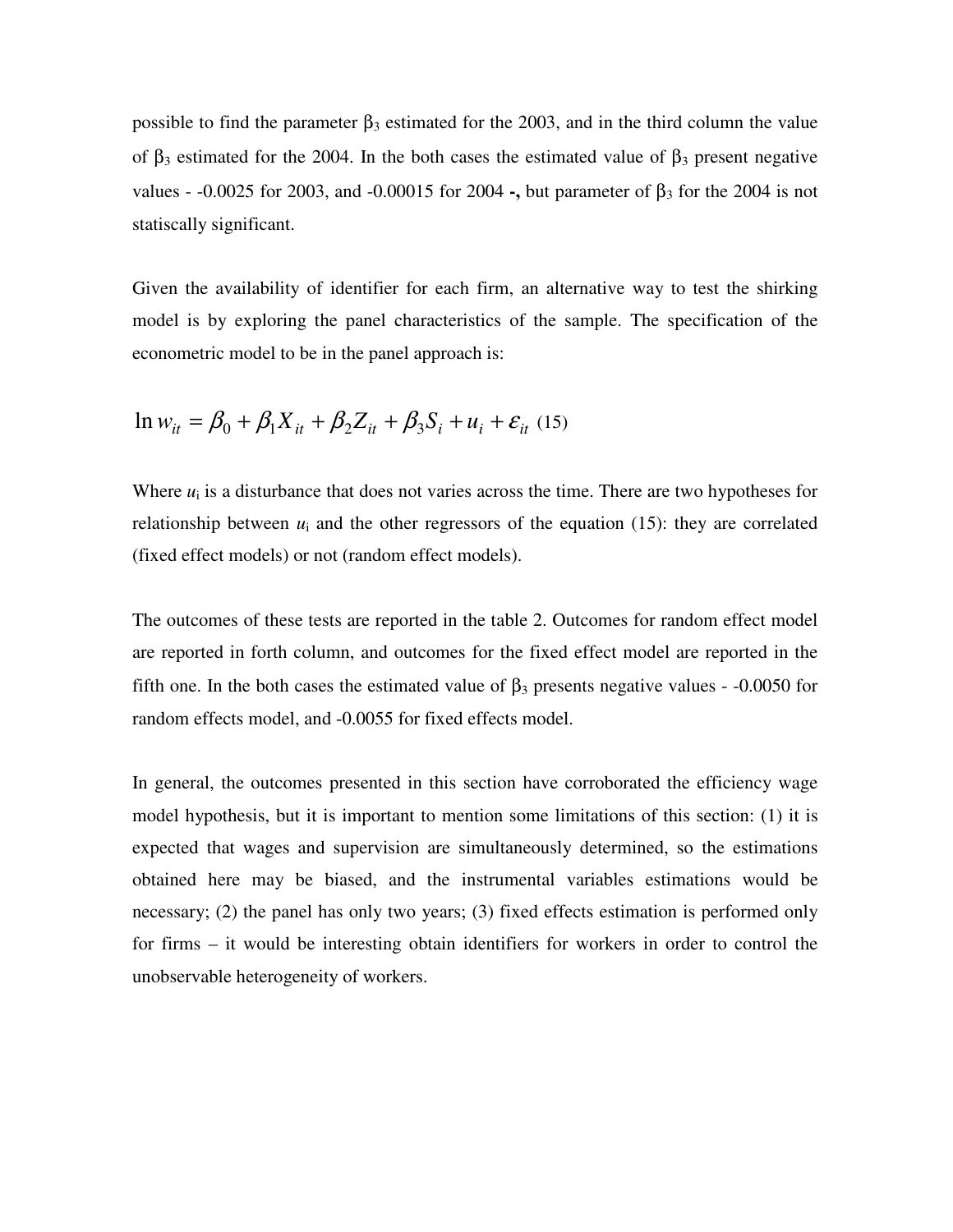possible to find the parameter $\beta_3$ estimated for the 2003, and in the third column the value of $\beta_3$ estimated for the 2004. In the both cases the estimated value of $\beta_3$ present negative values - -0.0025 for 2003, and -0.00015 for 2004 **-,** but parameter of $\beta_3$ for the 2004 is not statiscally significant.

Given the availability of identifier for each firm, an alternative way to test the shirking model is by exploring the panel characteristics of the sample. The specification of the econometric model to be in the panel approach is:

$$\ln w_{it} = \beta_0 + \beta_1 X_{it} + \beta_2 Z_{it} + \beta_3 S_i + u_i + \varepsilon_{it} \quad (15)$$

Where $u_i$ is a disturbance that does not varies across the time. There are two hypotheses for relationship between $u_i$ and the other regressors of the equation (15): they are correlated (fixed effect models) or not (random effect models).

The outcomes of these tests are reported in the table 2. Outcomes for random effect model are reported in forth column, and outcomes for the fixed effect model are reported in the fifth one. In the both cases the estimated value of $\beta_3$ presents negative values - -0.0050 for random effects model, and -0.0055 for fixed effects model.

In general, the outcomes presented in this section have corroborated the efficiency wage model hypothesis, but it is important to mention some limitations of this section: (1) it is expected that wages and supervision are simultaneously determined, so the estimations obtained here may be biased, and the instrumental variables estimations would be necessary; (2) the panel has only two years; (3) fixed effects estimation is performed only for firms – it would be interesting obtain identifiers for workers in order to control the unobservable heterogeneity of workers.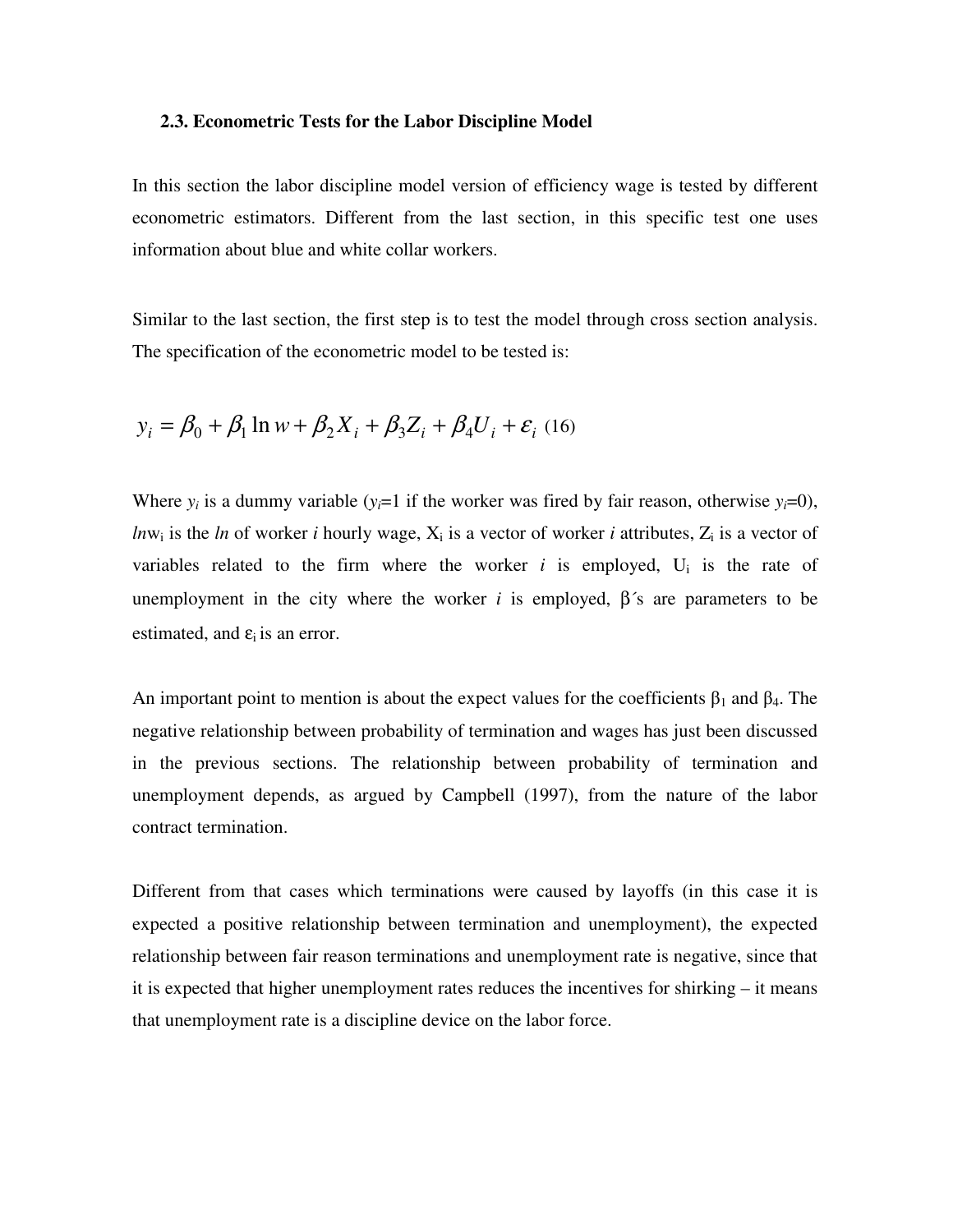### 2.3. Econometric Tests for the Labor Discipline Model

In this section the labor discipline model version of efficiency wage is tested by different econometric estimators. Different from the last section, in this specific test one uses information about blue and white collar workers.

Similar to the last section, the first step is to test the model through cross section analysis. The specification of the econometric model to be tested is:

$$y_i = \beta_0 + \beta_1 \ln w + \beta_2 X_i + \beta_3 Z_i + \beta_4 U_i + \varepsilon_i \quad (16)$$

Where $y_i$ is a dummy variable ($y_i$=1 if the worker was fired by fair reason, otherwise $y_i$=0), *ln*$w_i$ is the *ln* of worker *i* hourly wage, $X_i$ is a vector of worker *i* attributes, $Z_i$ is a vector of variables related to the firm where the worker *i* is employed, $U_i$ is the rate of unemployment in the city where the worker *i* is employed, β´s are parameters to be estimated, and $\varepsilon_i$ is an error.

An important point to mention is about the expect values for the coefficients $\beta_1$ and $\beta_4$. The negative relationship between probability of termination and wages has just been discussed in the previous sections. The relationship between probability of termination and unemployment depends, as argued by Campbell (1997), from the nature of the labor contract termination.

Different from that cases which terminations were caused by layoffs (in this case it is expected a positive relationship between termination and unemployment), the expected relationship between fair reason terminations and unemployment rate is negative, since that it is expected that higher unemployment rates reduces the incentives for shirking – it means that unemployment rate is a discipline device on the labor force.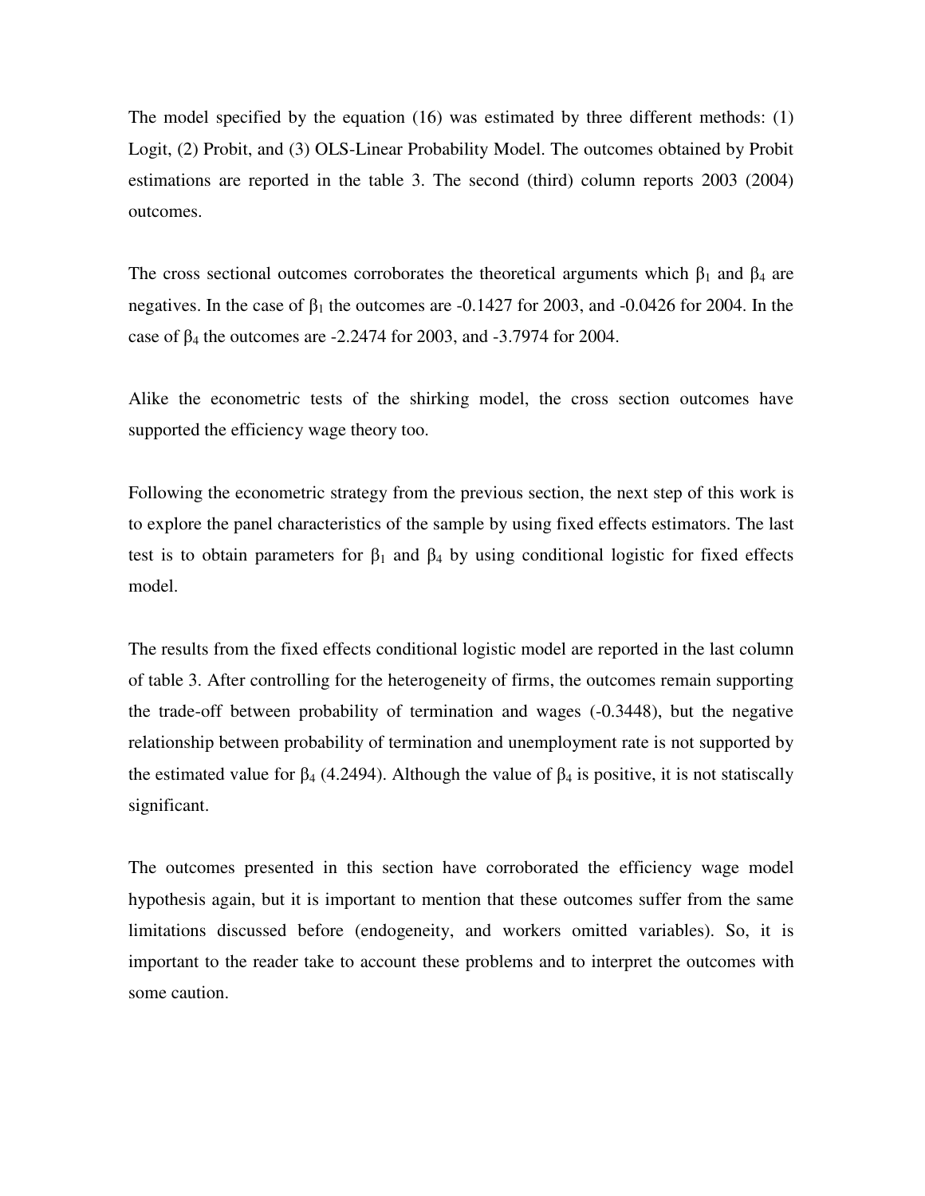The model specified by the equation (16) was estimated by three different methods: (1) Logit, (2) Probit, and (3) OLS-Linear Probability Model. The outcomes obtained by Probit estimations are reported in the table 3. The second (third) column reports 2003 (2004) outcomes.

The cross sectional outcomes corroborates the theoretical arguments which $\beta_1$ and $\beta_4$ are negatives. In the case of $\beta_1$ the outcomes are -0.1427 for 2003, and -0.0426 for 2004. In the case of $\beta_4$ the outcomes are -2.2474 for 2003, and -3.7974 for 2004.

Alike the econometric tests of the shirking model, the cross section outcomes have supported the efficiency wage theory too.

Following the econometric strategy from the previous section, the next step of this work is to explore the panel characteristics of the sample by using fixed effects estimators. The last test is to obtain parameters for $\beta_1$ and $\beta_4$ by using conditional logistic for fixed effects model.

The results from the fixed effects conditional logistic model are reported in the last column of table 3. After controlling for the heterogeneity of firms, the outcomes remain supporting the trade-off between probability of termination and wages (-0.3448), but the negative relationship between probability of termination and unemployment rate is not supported by the estimated value for $\beta_4$ (4.2494). Although the value of $\beta_4$ is positive, it is not statiscally significant.

The outcomes presented in this section have corroborated the efficiency wage model hypothesis again, but it is important to mention that these outcomes suffer from the same limitations discussed before (endogeneity, and workers omitted variables). So, it is important to the reader take to account these problems and to interpret the outcomes with some caution.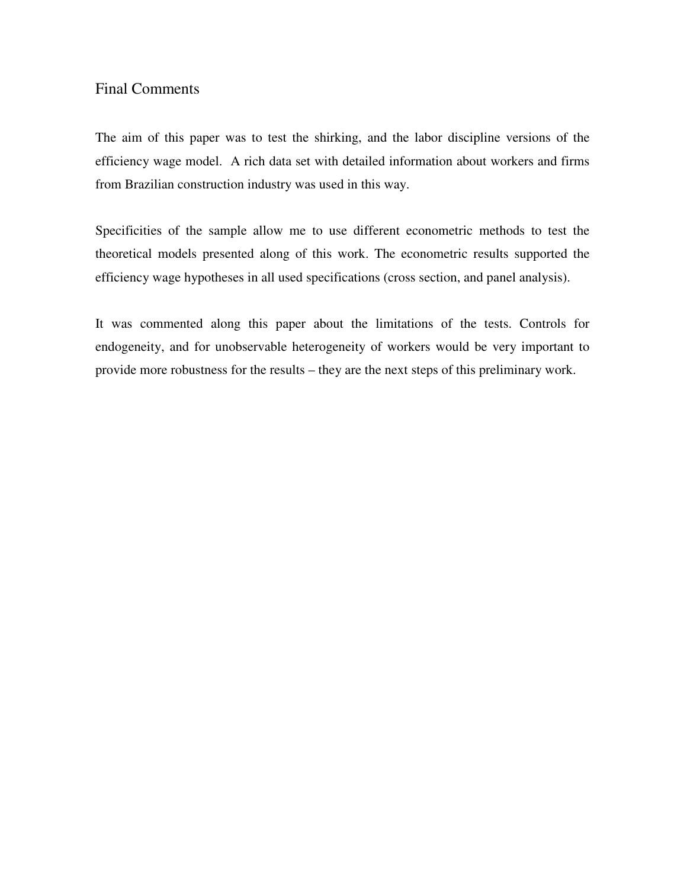## Final Comments

The aim of this paper was to test the shirking, and the labor discipline versions of the efficiency wage model. A rich data set with detailed information about workers and firms from Brazilian construction industry was used in this way.

Specificities of the sample allow me to use different econometric methods to test the theoretical models presented along of this work. The econometric results supported the efficiency wage hypotheses in all used specifications (cross section, and panel analysis).

It was commented along this paper about the limitations of the tests. Controls for endogeneity, and for unobservable heterogeneity of workers would be very important to provide more robustness for the results – they are the next steps of this preliminary work.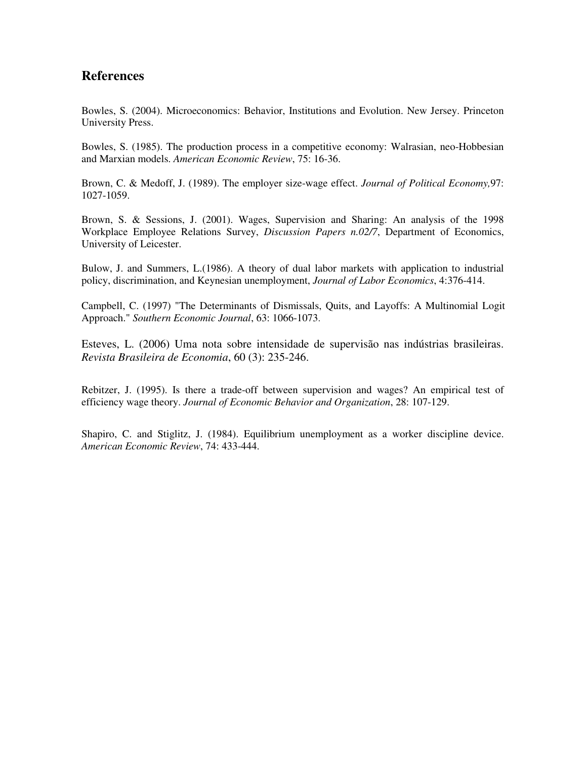## References

Bowles, S. (2004). Microeconomics: Behavior, Institutions and Evolution. New Jersey. Princeton University Press.

Bowles, S. (1985). The production process in a competitive economy: Walrasian, neo-Hobbesian and Marxian models. *American Economic Review*, 75: 16-36.

Brown, C. & Medoff, J. (1989). The employer size-wage effect. *Journal of Political Economy,*97: 1027-1059.

Brown, S. & Sessions, J. (2001). Wages, Supervision and Sharing: An analysis of the 1998 Workplace Employee Relations Survey, *Discussion Papers n.02/7*, Department of Economics, University of Leicester.

Bulow, J. and Summers, L.(1986). A theory of dual labor markets with application to industrial policy, discrimination, and Keynesian unemployment, *Journal of Labor Economics*, 4:376-414.

Campbell, C. (1997) "The Determinants of Dismissals, Quits, and Layoffs: A Multinomial Logit Approach." *Southern Economic Journal*, 63: 1066-1073.

Esteves, L. (2006) Uma nota sobre intensidade de supervisão nas indústrias brasileiras. *Revista Brasileira de Economia*, 60 (3): 235-246.

Rebitzer, J. (1995). Is there a trade-off between supervision and wages? An empirical test of efficiency wage theory. *Journal of Economic Behavior and Organization*, 28: 107-129.

Shapiro, C. and Stiglitz, J. (1984). Equilibrium unemployment as a worker discipline device. *American Economic Review*, 74: 433-444.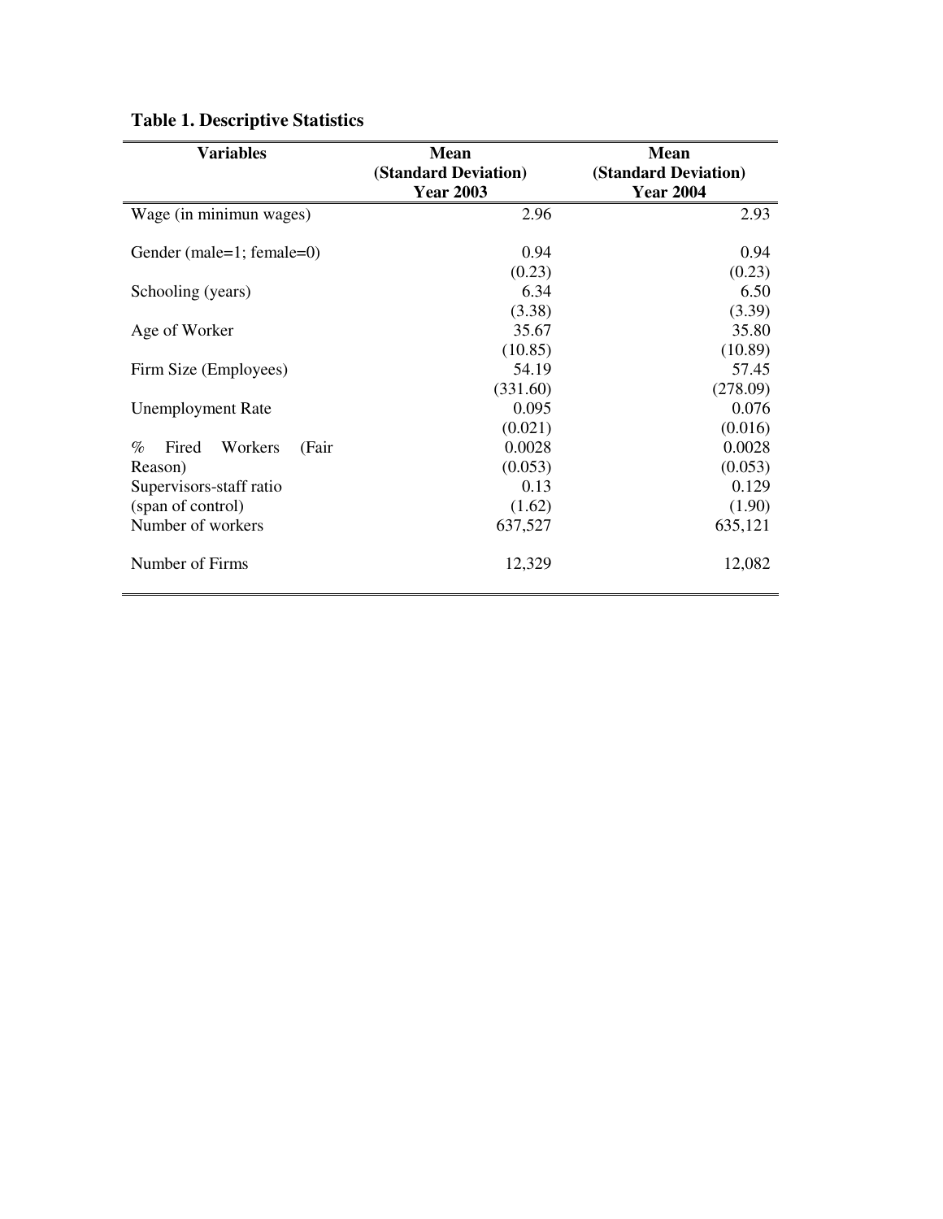**Table 1. Descriptive Statistics**

| Variables | Mean (Standard Deviation) Year 2003 | Mean (Standard Deviation) Year 2004 |
|---|---|---|
| Wage (in minimun wages) | 2.96 | 2.93 |
| Gender (male=1; female=0) | 0.94 | 0.94 |
| | (0.23) | (0.23) |
| Schooling (years) | 6.34 | 6.50 |
| | (3.38) | (3.39) |
| Age of Worker | 35.67 | 35.80 |
| | (10.85) | (10.89) |
| Firm Size (Employees) | 54.19 | 57.45 |
| | (331.60) | (278.09) |
| Unemployment Rate | 0.095 | 0.076 |
| | (0.021) | (0.016) |
| % Fired Workers (Fair Reason) | 0.0028 | 0.0028 |
| | (0.053) | (0.053) |
| Supervisors-staff ratio (span of control) | 0.13 | 0.129 |
| | (1.62) | (1.90) |
| Number of workers | 637,527 | 635,121 |
| Number of Firms | 12,329 | 12,082 |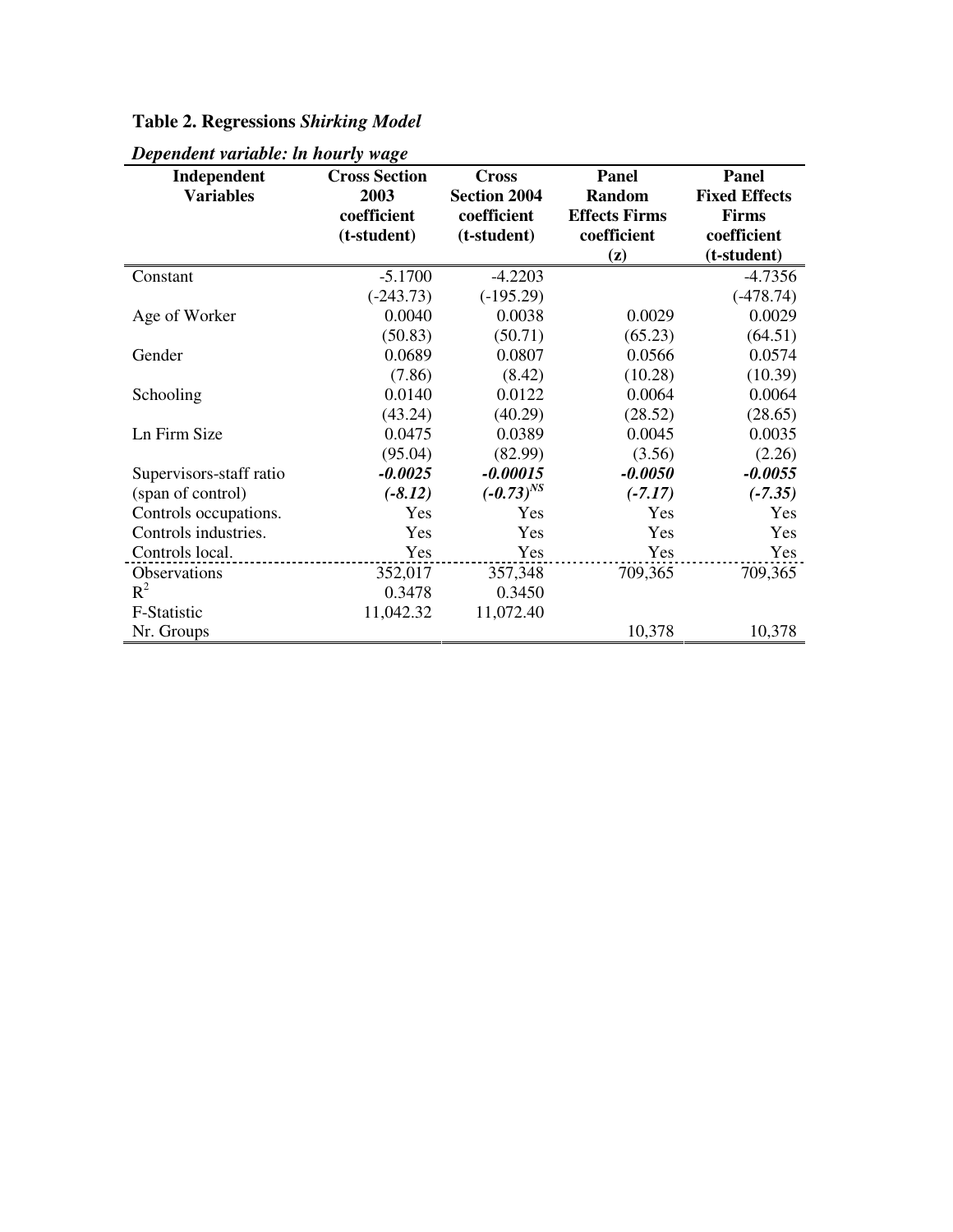**Table 2. Regressions *Shirking Model***

***Dependent variable: ln hourly wage***

| Independent Variables | Cross Section 2003 coefficient (t-student) | Cross Section 2004 coefficient (t-student) | Panel Random Effects Firms coefficient (z) | Panel Fixed Effects Firms coefficient (t-student) |
|---|---|---|---|---|
| Constant | -5.1700 | -4.2203 | | -4.7356 |
| | (-243.73) | (-195.29) | | (-478.74) |
| Age of Worker | 0.0040 | 0.0038 | 0.0029 | 0.0029 |
| | (50.83) | (50.71) | (65.23) | (64.51) |
| Gender | 0.0689 | 0.0807 | 0.0566 | 0.0574 |
| | (7.86) | (8.42) | (10.28) | (10.39) |
| Schooling | 0.0140 | 0.0122 | 0.0064 | 0.0064 |
| | (43.24) | (40.29) | (28.52) | (28.65) |
| Ln Firm Size | 0.0475 | 0.0389 | 0.0045 | 0.0035 |
| | (95.04) | (82.99) | (3.56) | (2.26) |
| Supervisors-staff ratio | ***-0.0025*** | ***-0.00015*** | ***-0.0050*** | ***-0.0055*** |
| (span of control) | ***(-8.12)*** | ***(-0.73)***$^{NS}$ | ***(-7.17)*** | ***(-7.35)*** |
| Controls occupations. | Yes | Yes | Yes | Yes |
| Controls industries. | Yes | Yes | Yes | Yes |
| Controls local. | Yes | Yes | Yes | Yes |
| Observations | 352,017 | 357,348 | 709,365 | 709,365 |
| $R^2$ | 0.3478 | 0.3450 | | |
| F-Statistic | 11,042.32 | 11,072.40 | | |
| Nr. Groups | | | 10,378 | 10,378 |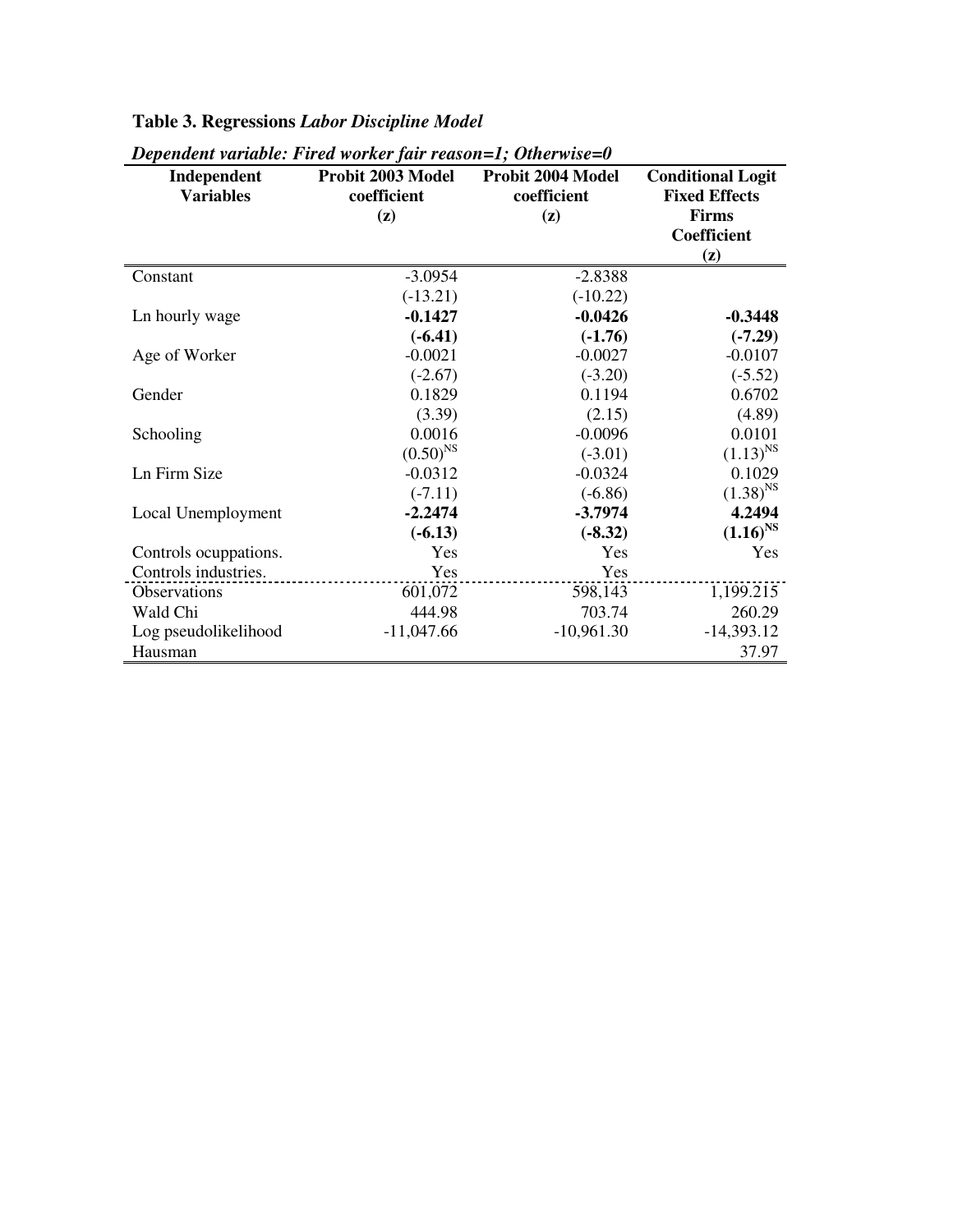**Table 3. Regressions *Labor Discipline Model***

***Dependent variable: Fired worker fair reason=1; Otherwise=0***

| Independent Variables | Probit 2003 Model coefficient (z) | Probit 2004 Model coefficient (z) | Conditional Logit Fixed Effects Firms Coefficient (z) |
|---|---|---|---|
| Constant | -3.0954 | -2.8388 | |
| | (-13.21) | (-10.22) | |
| Ln hourly wage | **-0.1427** | **-0.0426** | **-0.3448** |
| | **(-6.41)** | **(-1.76)** | **(-7.29)** |
| Age of Worker | -0.0021 | -0.0027 | -0.0107 |
| | (-2.67) | (-3.20) | (-5.52) |
| Gender | 0.1829 | 0.1194 | 0.6702 |
| | (3.39) | (2.15) | (4.89) |
| Schooling | 0.0016 | -0.0096 | 0.0101 |
| | (0.50)[NS] | (-3.01) | (1.13)[NS] |
| Ln Firm Size | -0.0312 | -0.0324 | 0.1029 |
| | (-7.11) | (-6.86) | (1.38)[NS] |
| Local Unemployment | **-2.2474** | **-3.7974** | **4.2494** |
| | **(-6.13)** | **(-8.32)** | **(1.16)[NS]** |
| Controls ocuppations. | Yes | Yes | Yes |
| Controls industries. | Yes | Yes | |
| Observations | 601,072 | 598,143 | 1,199.215 |
| Wald Chi | 444.98 | 703.74 | 260.29 |
| Log pseudolikelihood | -11,047.66 | -10,961.30 | -14,393.12 |
| Hausman | | | 37.97 |